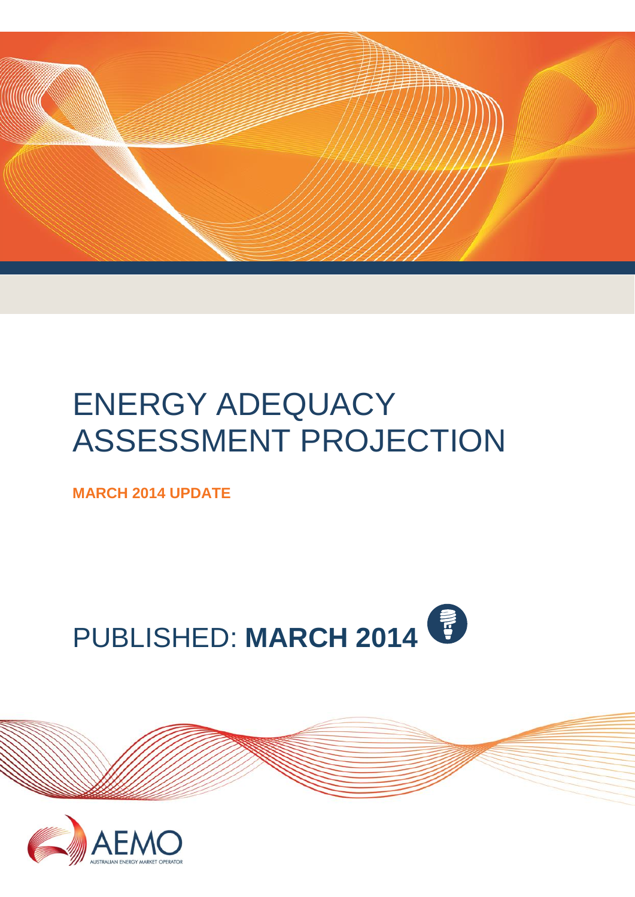# ENERGY ADEQUACY ASSESSMENT PROJECTION

**MARCH 2014 UPDATE**

PUBLISHED: **MARCH 2014**

AEMO

AUSTRALIAN ENERGY MARKET OPERATOR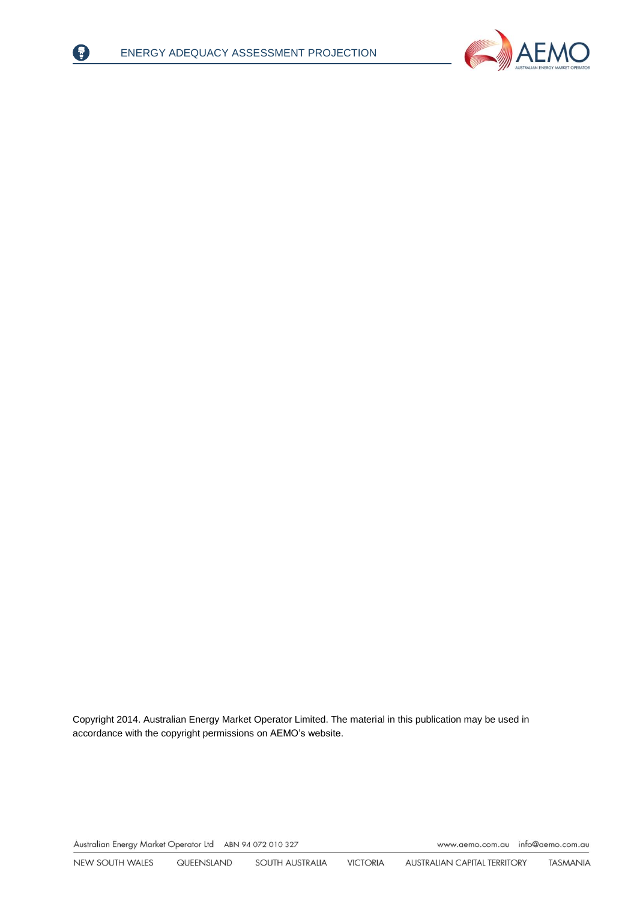Copyright 2014. Australian Energy Market Operator Limited. The material in this publication may be used in accordance with the copyright permissions on AEMO's website.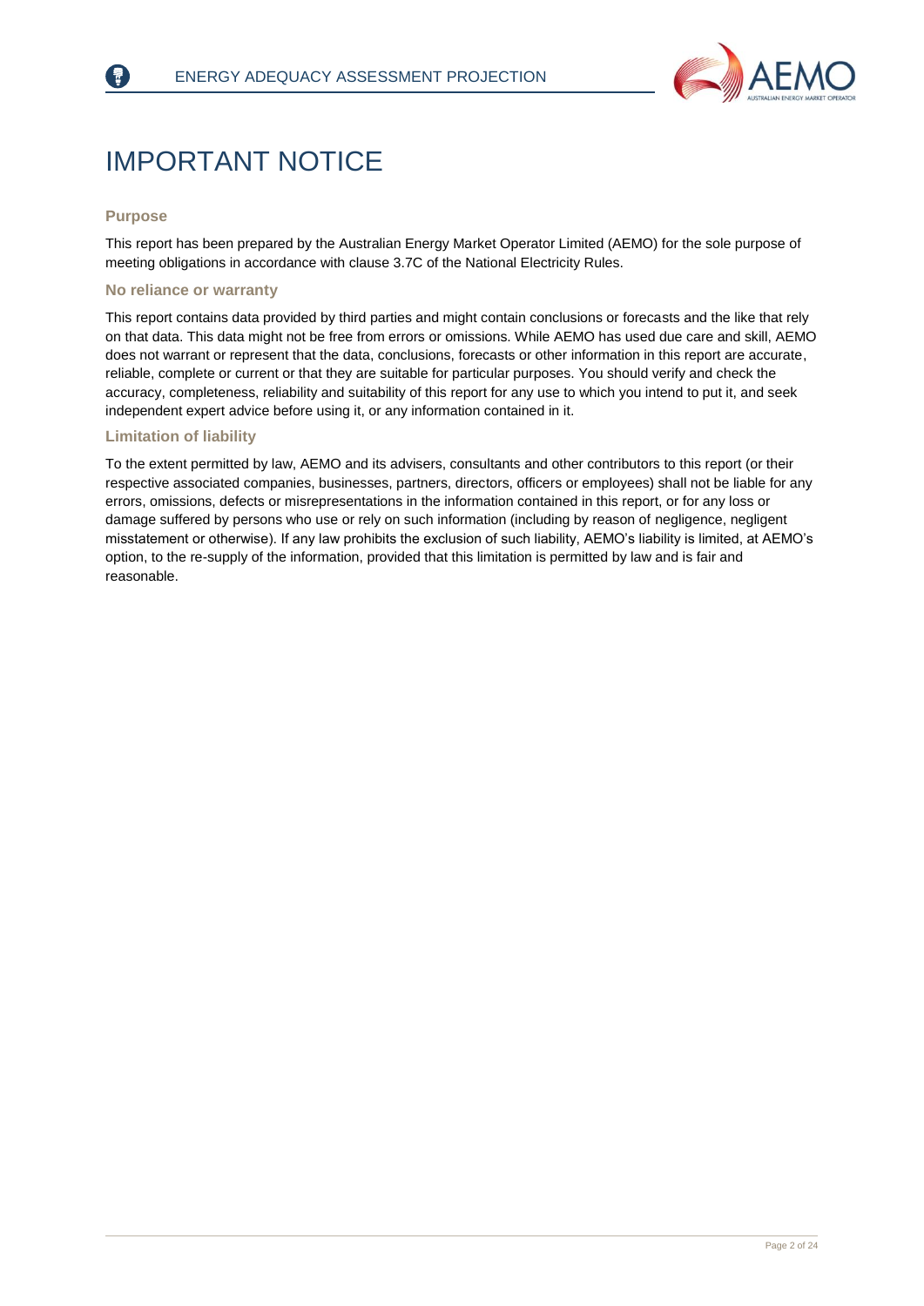# IMPORTANT NOTICE

### Purpose

This report has been prepared by the Australian Energy Market Operator Limited (AEMO) for the sole purpose of meeting obligations in accordance with clause 3.7C of the National Electricity Rules.

### No reliance or warranty

This report contains data provided by third parties and might contain conclusions or forecasts and the like that rely on that data. This data might not be free from errors or omissions. While AEMO has used due care and skill, AEMO does not warrant or represent that the data, conclusions, forecasts or other information in this report are accurate, reliable, complete or current or that they are suitable for particular purposes. You should verify and check the accuracy, completeness, reliability and suitability of this report for any use to which you intend to put it, and seek independent expert advice before using it, or any information contained in it.

### Limitation of liability

To the extent permitted by law, AEMO and its advisers, consultants and other contributors to this report (or their respective associated companies, businesses, partners, directors, officers or employees) shall not be liable for any errors, omissions, defects or misrepresentations in the information contained in this report, or for any loss or damage suffered by persons who use or rely on such information (including by reason of negligence, negligent misstatement or otherwise). If any law prohibits the exclusion of such liability, AEMO's liability is limited, at AEMO's option, to the re-supply of the information, provided that this limitation is permitted by law and is fair and reasonable.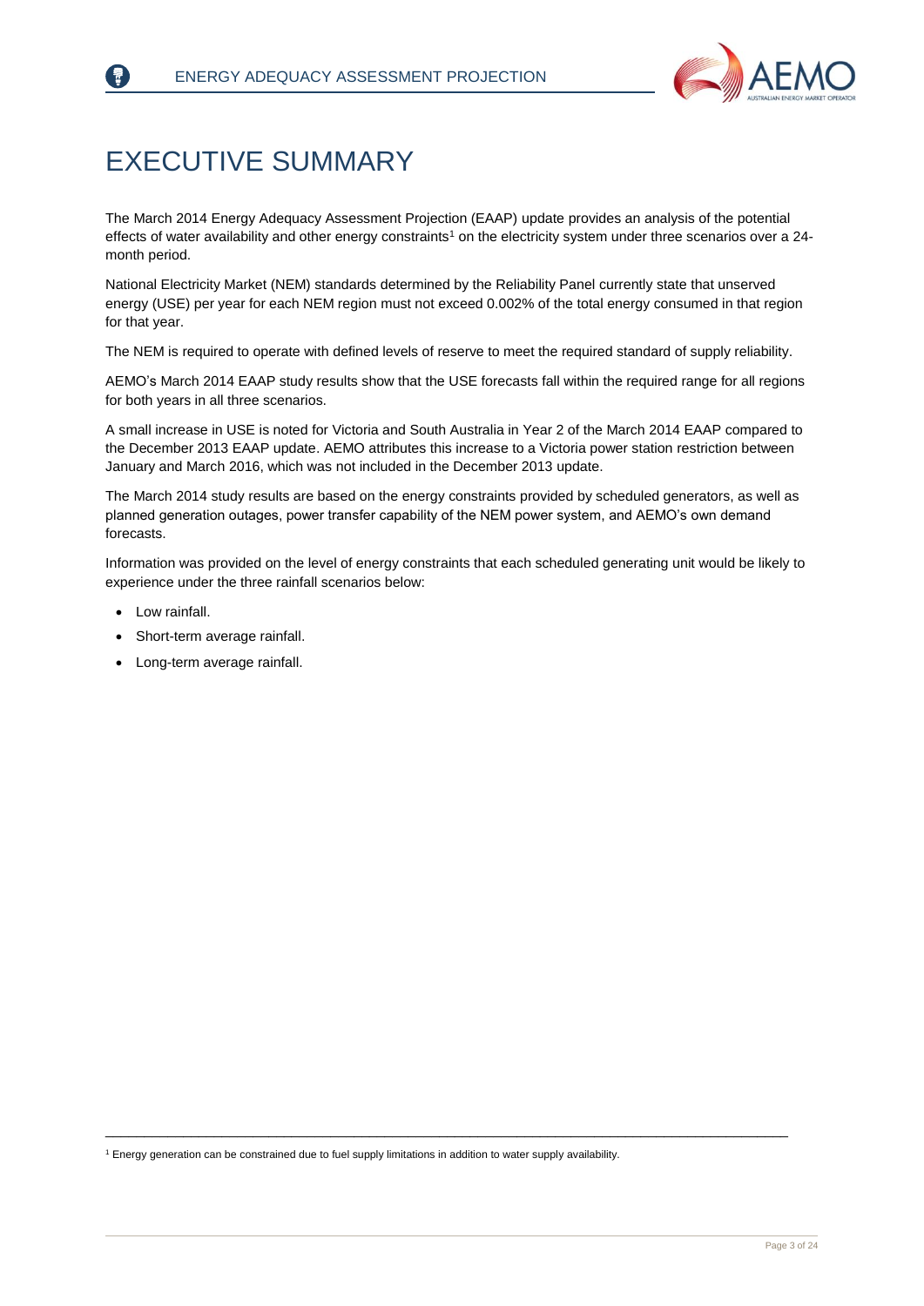# EXECUTIVE SUMMARY

The March 2014 Energy Adequacy Assessment Projection (EAAP) update provides an analysis of the potential effects of water availability and other energy constraints[1] on the electricity system under three scenarios over a 24-month period.

National Electricity Market (NEM) standards determined by the Reliability Panel currently state that unserved energy (USE) per year for each NEM region must not exceed 0.002% of the total energy consumed in that region for that year.

The NEM is required to operate with defined levels of reserve to meet the required standard of supply reliability.

AEMO's March 2014 EAAP study results show that the USE forecasts fall within the required range for all regions for both years in all three scenarios.

A small increase in USE is noted for Victoria and South Australia in Year 2 of the March 2014 EAAP compared to the December 2013 EAAP update. AEMO attributes this increase to a Victoria power station restriction between January and March 2016, which was not included in the December 2013 update.

The March 2014 study results are based on the energy constraints provided by scheduled generators, as well as planned generation outages, power transfer capability of the NEM power system, and AEMO's own demand forecasts.

Information was provided on the level of energy constraints that each scheduled generating unit would be likely to experience under the three rainfall scenarios below:

- Low rainfall.
- Short-term average rainfall.
- Long-term average rainfall.

---

[1] Energy generation can be constrained due to fuel supply limitations in addition to water supply availability.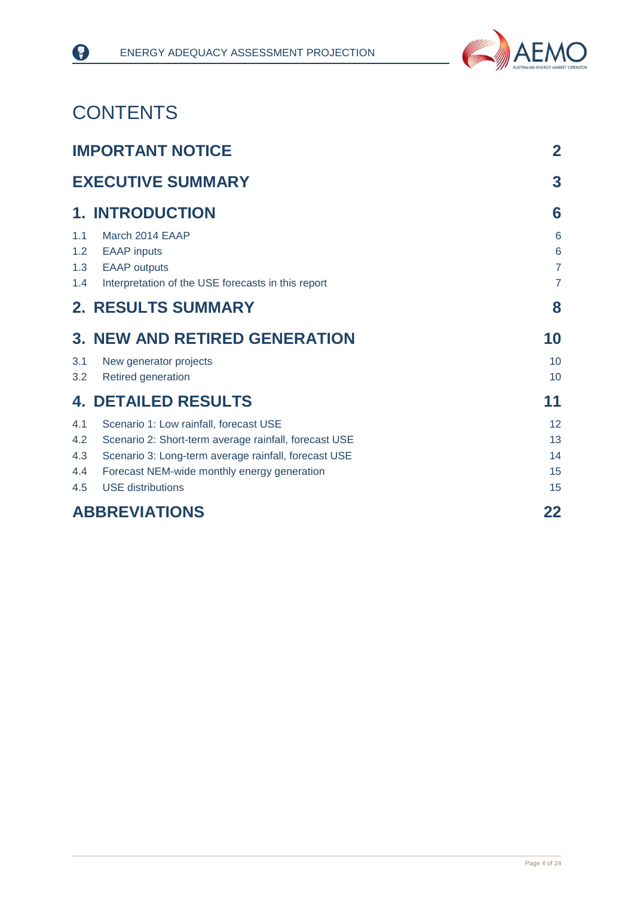# CONTENTS

| | |
|---|---|
| **IMPORTANT NOTICE** | **2** |
| **EXECUTIVE SUMMARY** | **3** |
| **1. INTRODUCTION** | **6** |
| 1.1 March 2014 EAAP | 6 |
| 1.2 EAAP inputs | 6 |
| 1.3 EAAP outputs | 7 |
| 1.4 Interpretation of the USE forecasts in this report | 7 |
| **2. RESULTS SUMMARY** | **8** |
| **3. NEW AND RETIRED GENERATION** | **10** |
| 3.1 New generator projects | 10 |
| 3.2 Retired generation | 10 |
| **4. DETAILED RESULTS** | **11** |
| 4.1 Scenario 1: Low rainfall, forecast USE | 12 |
| 4.2 Scenario 2: Short-term average rainfall, forecast USE | 13 |
| 4.3 Scenario 3: Long-term average rainfall, forecast USE | 14 |
| 4.4 Forecast NEM-wide monthly energy generation | 15 |
| 4.5 USE distributions | 15 |
| **ABBREVIATIONS** | **22** |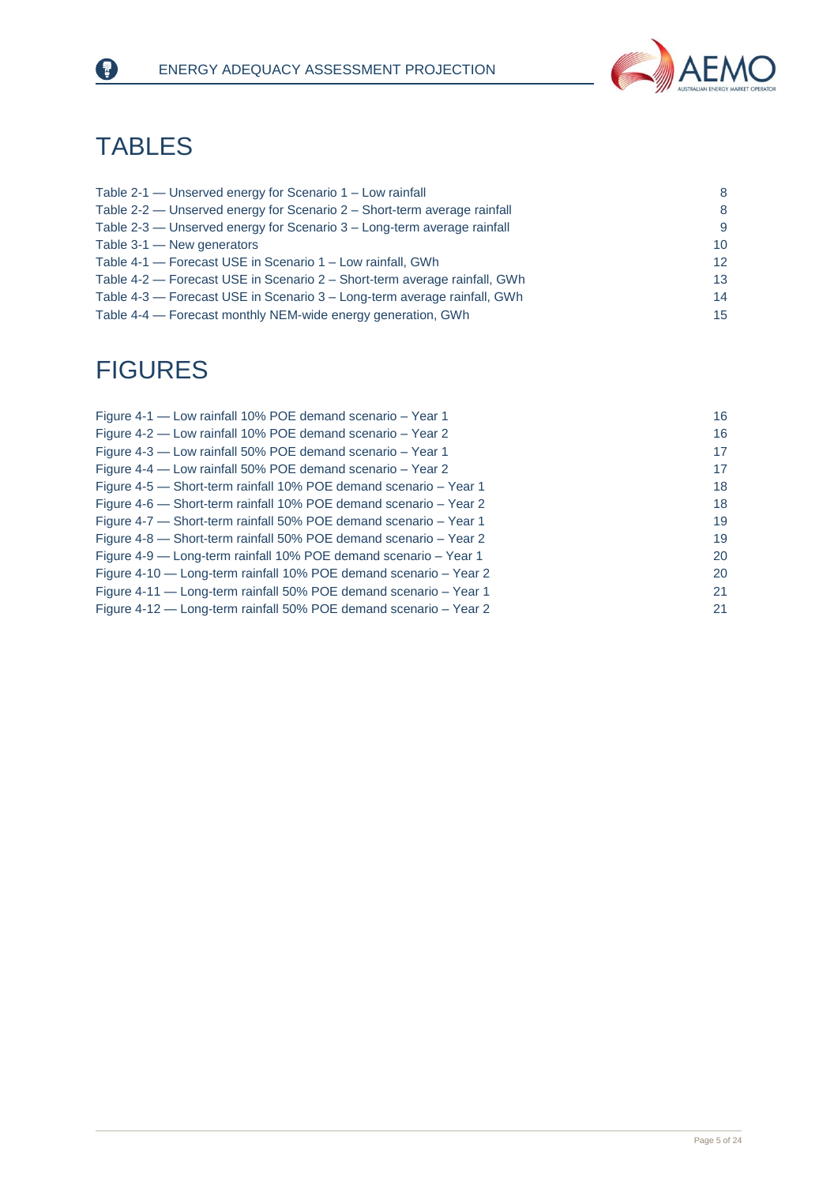# TABLES

| | |
|---|---|
| Table 2-1 — Unserved energy for Scenario 1 – Low rainfall | 8 |
| Table 2-2 — Unserved energy for Scenario 2 – Short-term average rainfall | 8 |
| Table 2-3 — Unserved energy for Scenario 3 – Long-term average rainfall | 9 |
| Table 3-1 — New generators | 10 |
| Table 4-1 — Forecast USE in Scenario 1 – Low rainfall, GWh | 12 |
| Table 4-2 — Forecast USE in Scenario 2 – Short-term average rainfall, GWh | 13 |
| Table 4-3 — Forecast USE in Scenario 3 – Long-term average rainfall, GWh | 14 |
| Table 4-4 — Forecast monthly NEM-wide energy generation, GWh | 15 |

# FIGURES

| | |
|---|---|
| Figure 4-1 — Low rainfall 10% POE demand scenario – Year 1 | 16 |
| Figure 4-2 — Low rainfall 10% POE demand scenario – Year 2 | 16 |
| Figure 4-3 — Low rainfall 50% POE demand scenario – Year 1 | 17 |
| Figure 4-4 — Low rainfall 50% POE demand scenario – Year 2 | 17 |
| Figure 4-5 — Short-term rainfall 10% POE demand scenario – Year 1 | 18 |
| Figure 4-6 — Short-term rainfall 10% POE demand scenario – Year 2 | 18 |
| Figure 4-7 — Short-term rainfall 50% POE demand scenario – Year 1 | 19 |
| Figure 4-8 — Short-term rainfall 50% POE demand scenario – Year 2 | 19 |
| Figure 4-9 — Long-term rainfall 10% POE demand scenario – Year 1 | 20 |
| Figure 4-10 — Long-term rainfall 10% POE demand scenario – Year 2 | 20 |
| Figure 4-11 — Long-term rainfall 50% POE demand scenario – Year 1 | 21 |
| Figure 4-12 — Long-term rainfall 50% POE demand scenario – Year 2 | 21 |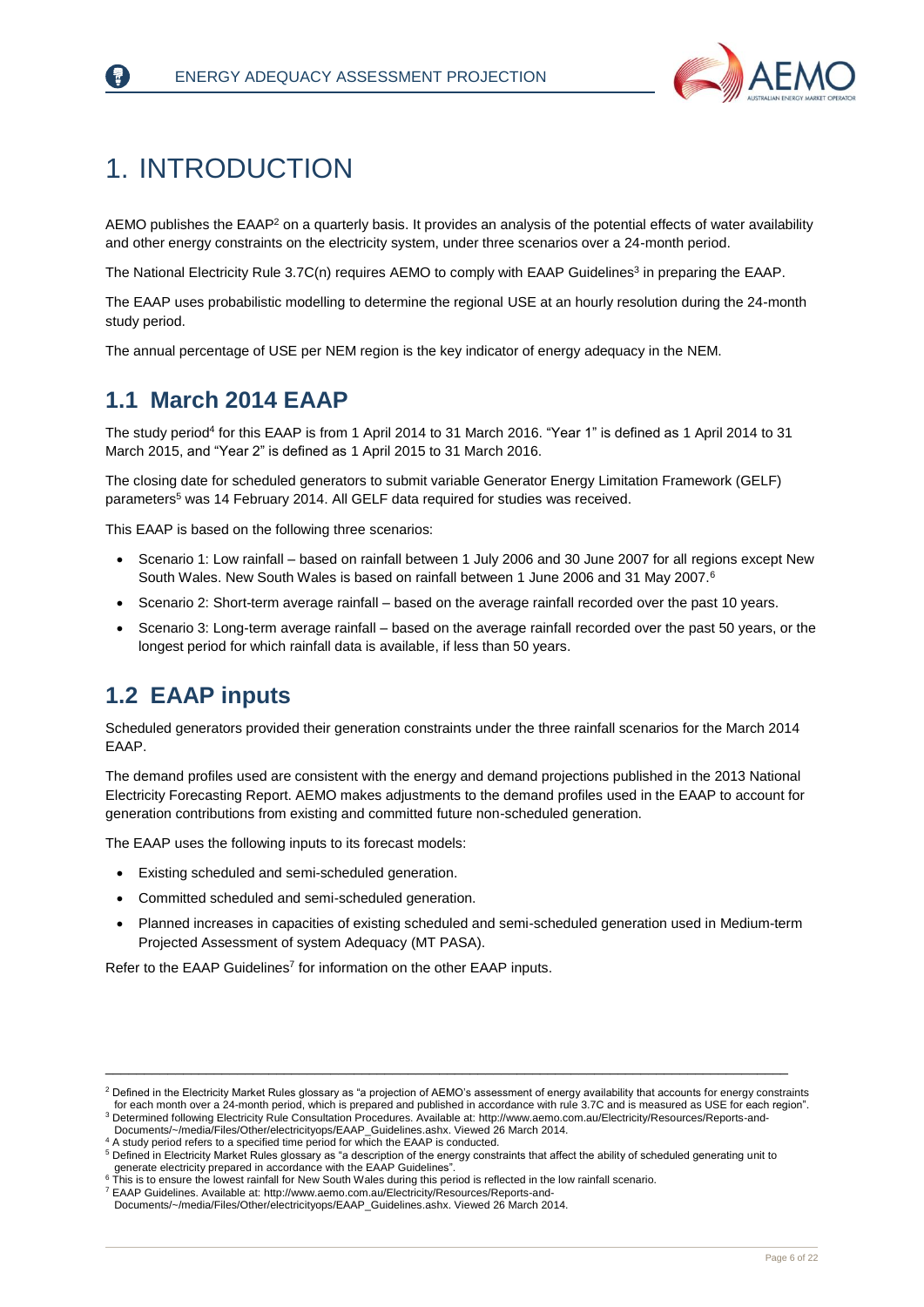# 1. INTRODUCTION

AEMO publishes the EAAP[2] on a quarterly basis. It provides an analysis of the potential effects of water availability and other energy constraints on the electricity system, under three scenarios over a 24-month period.

The National Electricity Rule 3.7C(n) requires AEMO to comply with EAAP Guidelines[3] in preparing the EAAP.

The EAAP uses probabilistic modelling to determine the regional USE at an hourly resolution during the 24-month study period.

The annual percentage of USE per NEM region is the key indicator of energy adequacy in the NEM.

## 1.1 March 2014 EAAP

The study period[4] for this EAAP is from 1 April 2014 to 31 March 2016. "Year 1" is defined as 1 April 2014 to 31 March 2015, and "Year 2" is defined as 1 April 2015 to 31 March 2016.

The closing date for scheduled generators to submit variable Generator Energy Limitation Framework (GELF) parameters[5] was 14 February 2014. All GELF data required for studies was received.

This EAAP is based on the following three scenarios:

- Scenario 1: Low rainfall – based on rainfall between 1 July 2006 and 30 June 2007 for all regions except New South Wales. New South Wales is based on rainfall between 1 June 2006 and 31 May 2007.[6]
- Scenario 2: Short-term average rainfall – based on the average rainfall recorded over the past 10 years.
- Scenario 3: Long-term average rainfall – based on the average rainfall recorded over the past 50 years, or the longest period for which rainfall data is available, if less than 50 years.

## 1.2 EAAP inputs

Scheduled generators provided their generation constraints under the three rainfall scenarios for the March 2014 EAAP.

The demand profiles used are consistent with the energy and demand projections published in the 2013 National Electricity Forecasting Report. AEMO makes adjustments to the demand profiles used in the EAAP to account for generation contributions from existing and committed future non-scheduled generation.

The EAAP uses the following inputs to its forecast models:

- Existing scheduled and semi-scheduled generation.
- Committed scheduled and semi-scheduled generation.
- Planned increases in capacities of existing scheduled and semi-scheduled generation used in Medium-term Projected Assessment of system Adequacy (MT PASA).

Refer to the EAAP Guidelines[7] for information on the other EAAP inputs.

---

[2] Defined in the Electricity Market Rules glossary as "a projection of AEMO's assessment of energy availability that accounts for energy constraints for each month over a 24-month period, which is prepared and published in accordance with rule 3.7C and is measured as USE for each region".

[3] Determined following Electricity Rule Consultation Procedures. Available at: http://www.aemo.com.au/Electricity/Resources/Reports-and-Documents/~/media/Files/Other/electricityops/EAAP_Guidelines.ashx. Viewed 26 March 2014.

[4] A study period refers to a specified time period for which the EAAP is conducted.

[5] Defined in Electricity Market Rules glossary as "a description of the energy constraints that affect the ability of scheduled generating unit to generate electricity prepared in accordance with the EAAP Guidelines".

[6] This is to ensure the lowest rainfall for New South Wales during this period is reflected in the low rainfall scenario.

[7] EAAP Guidelines. Available at: http://www.aemo.com.au/Electricity/Resources/Reports-and-Documents/~/media/Files/Other/electricityops/EAAP_Guidelines.ashx. Viewed 26 March 2014.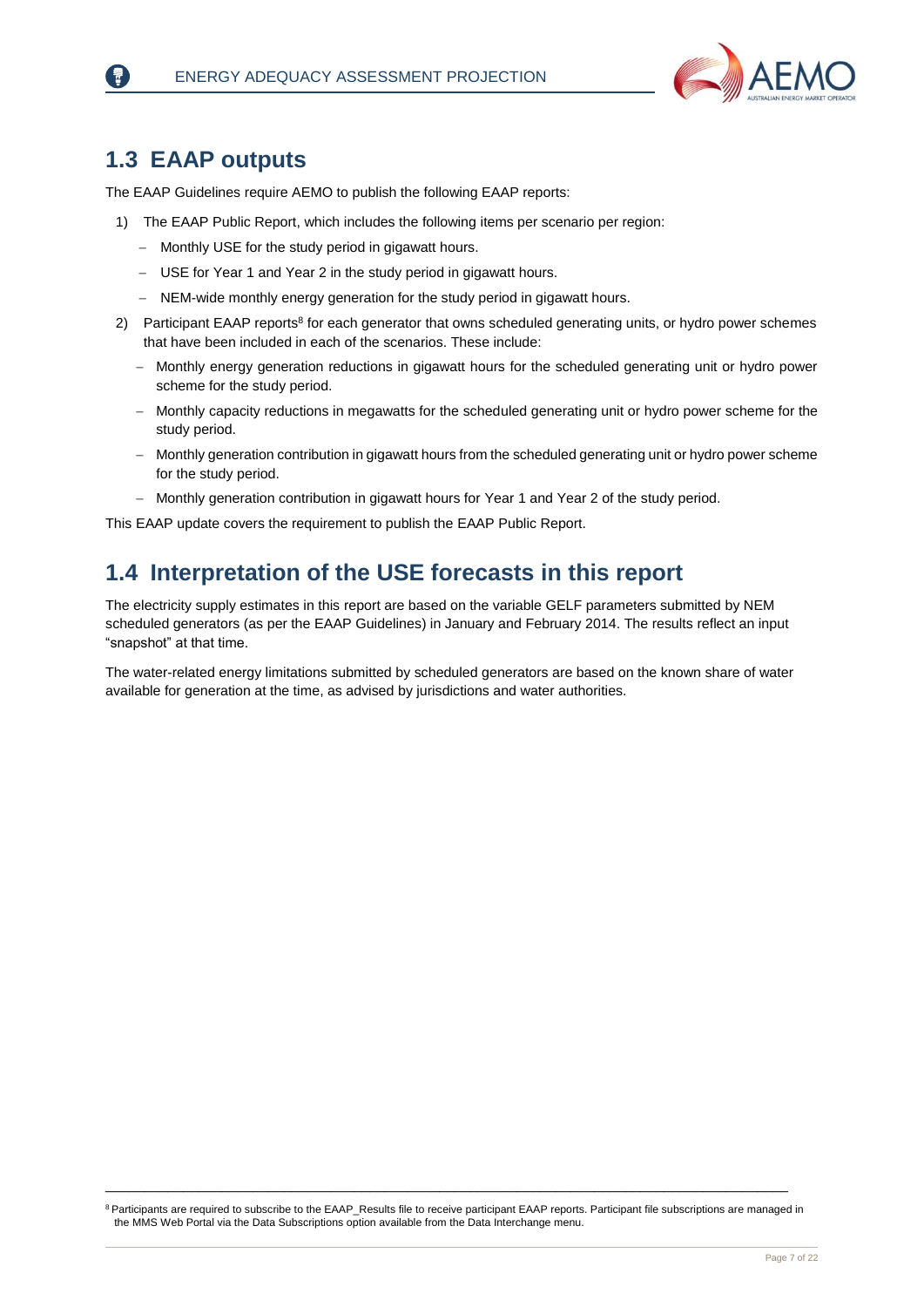## 1.3 EAAP outputs

The EAAP Guidelines require AEMO to publish the following EAAP reports:

1) The EAAP Public Report, which includes the following items per scenario per region:
   - Monthly USE for the study period in gigawatt hours.
   - USE for Year 1 and Year 2 in the study period in gigawatt hours.
   - NEM-wide monthly energy generation for the study period in gigawatt hours.
2) Participant EAAP reports[8] for each generator that owns scheduled generating units, or hydro power schemes that have been included in each of the scenarios. These include:
   - Monthly energy generation reductions in gigawatt hours for the scheduled generating unit or hydro power scheme for the study period.
   - Monthly capacity reductions in megawatts for the scheduled generating unit or hydro power scheme for the study period.
   - Monthly generation contribution in gigawatt hours from the scheduled generating unit or hydro power scheme for the study period.
   - Monthly generation contribution in gigawatt hours for Year 1 and Year 2 of the study period.

This EAAP update covers the requirement to publish the EAAP Public Report.

## 1.4 Interpretation of the USE forecasts in this report

The electricity supply estimates in this report are based on the variable GELF parameters submitted by NEM scheduled generators (as per the EAAP Guidelines) in January and February 2014. The results reflect an input "snapshot" at that time.

The water-related energy limitations submitted by scheduled generators are based on the known share of water available for generation at the time, as advised by jurisdictions and water authorities.

[8] Participants are required to subscribe to the EAAP_Results file to receive participant EAAP reports. Participant file subscriptions are managed in the MMS Web Portal via the Data Subscriptions option available from the Data Interchange menu.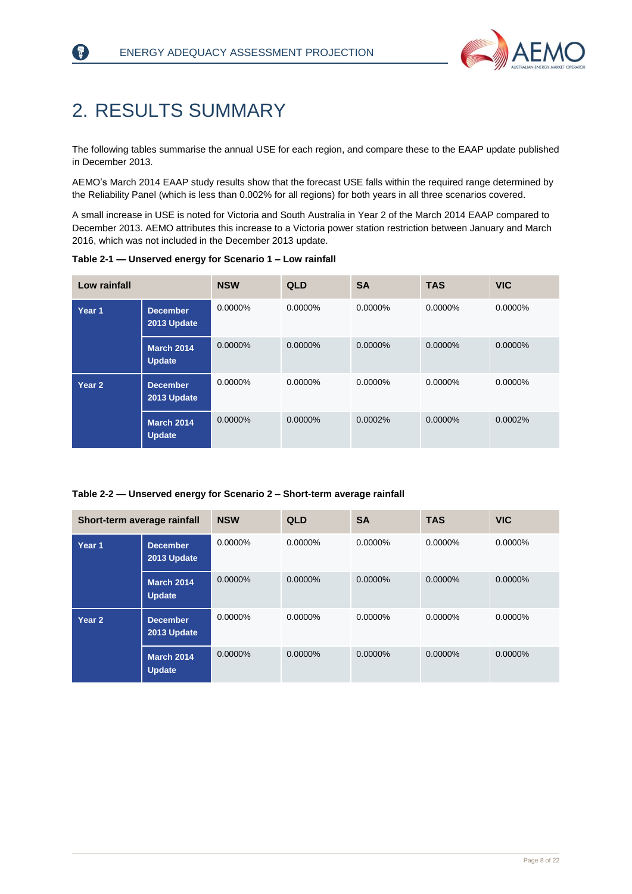# 2. RESULTS SUMMARY

The following tables summarise the annual USE for each region, and compare these to the EAAP update published in December 2013.

AEMO's March 2014 EAAP study results show that the forecast USE falls within the required range determined by the Reliability Panel (which is less than 0.002% for all regions) for both years in all three scenarios covered.

A small increase in USE is noted for Victoria and South Australia in Year 2 of the March 2014 EAAP compared to December 2013. AEMO attributes this increase to a Victoria power station restriction between January and March 2016, which was not included in the December 2013 update.

**Table 2-1 — Unserved energy for Scenario 1 – Low rainfall**

| Low rainfall | | NSW | QLD | SA | TAS | VIC |
|---|---|---|---|---|---|---|
| Year 1 | December 2013 Update | 0.0000% | 0.0000% | 0.0000% | 0.0000% | 0.0000% |
| | March 2014 Update | 0.0000% | 0.0000% | 0.0000% | 0.0000% | 0.0000% |
| Year 2 | December 2013 Update | 0.0000% | 0.0000% | 0.0000% | 0.0000% | 0.0000% |
| | March 2014 Update | 0.0000% | 0.0000% | 0.0002% | 0.0000% | 0.0002% |

**Table 2-2 — Unserved energy for Scenario 2 – Short-term average rainfall**

| Short-term average rainfall | | NSW | QLD | SA | TAS | VIC |
|---|---|---|---|---|---|---|
| Year 1 | December 2013 Update | 0.0000% | 0.0000% | 0.0000% | 0.0000% | 0.0000% |
| | March 2014 Update | 0.0000% | 0.0000% | 0.0000% | 0.0000% | 0.0000% |
| Year 2 | December 2013 Update | 0.0000% | 0.0000% | 0.0000% | 0.0000% | 0.0000% |
| | March 2014 Update | 0.0000% | 0.0000% | 0.0000% | 0.0000% | 0.0000% |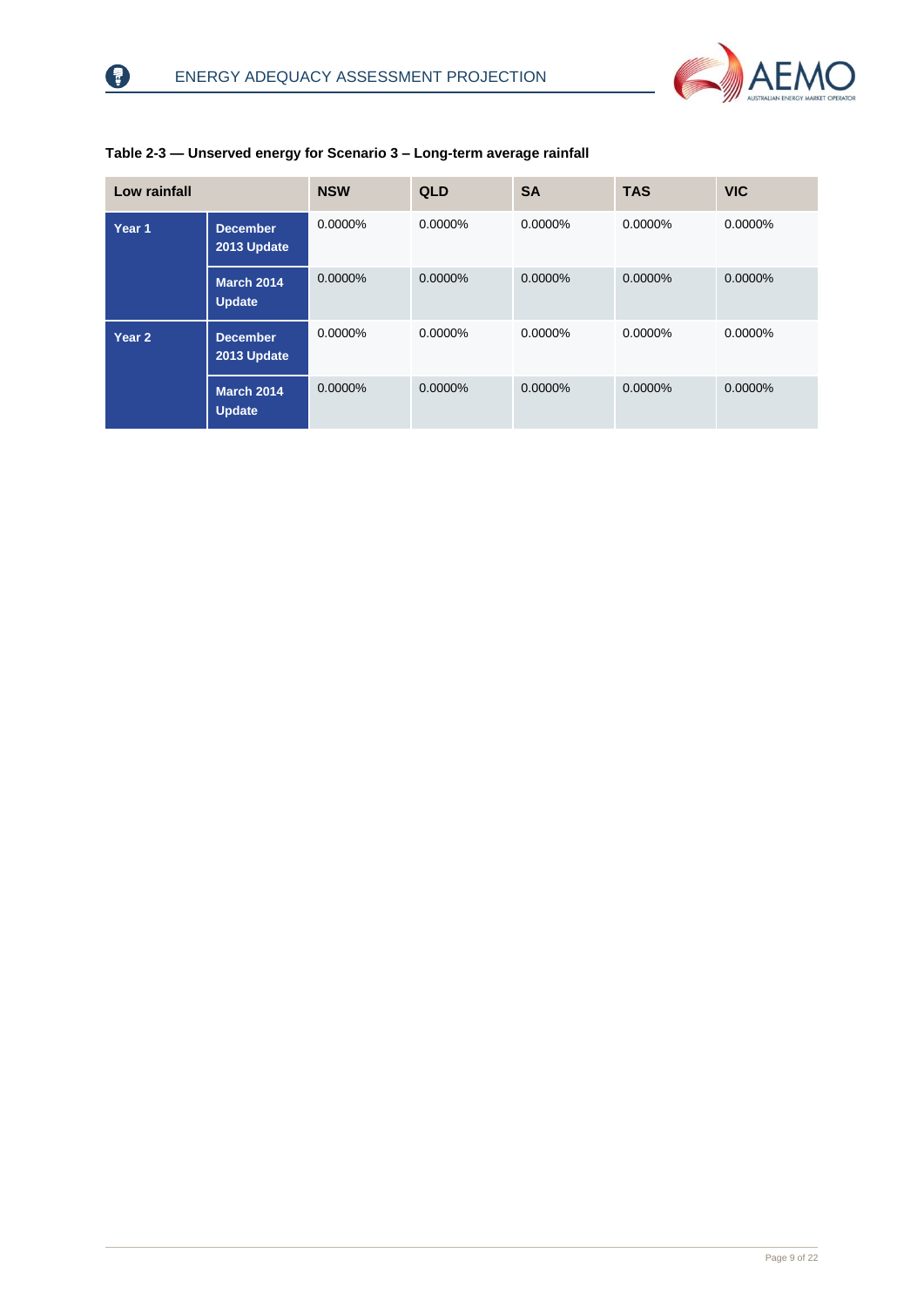**Table 2-3 — Unserved energy for Scenario 3 – Long-term average rainfall**

| Low rainfall | | NSW | QLD | SA | TAS | VIC |
|---|---|---|---|---|---|---|
| Year 1 | December 2013 Update | 0.0000% | 0.0000% | 0.0000% | 0.0000% | 0.0000% |
| | March 2014 Update | 0.0000% | 0.0000% | 0.0000% | 0.0000% | 0.0000% |
| Year 2 | December 2013 Update | 0.0000% | 0.0000% | 0.0000% | 0.0000% | 0.0000% |
| | March 2014 Update | 0.0000% | 0.0000% | 0.0000% | 0.0000% | 0.0000% |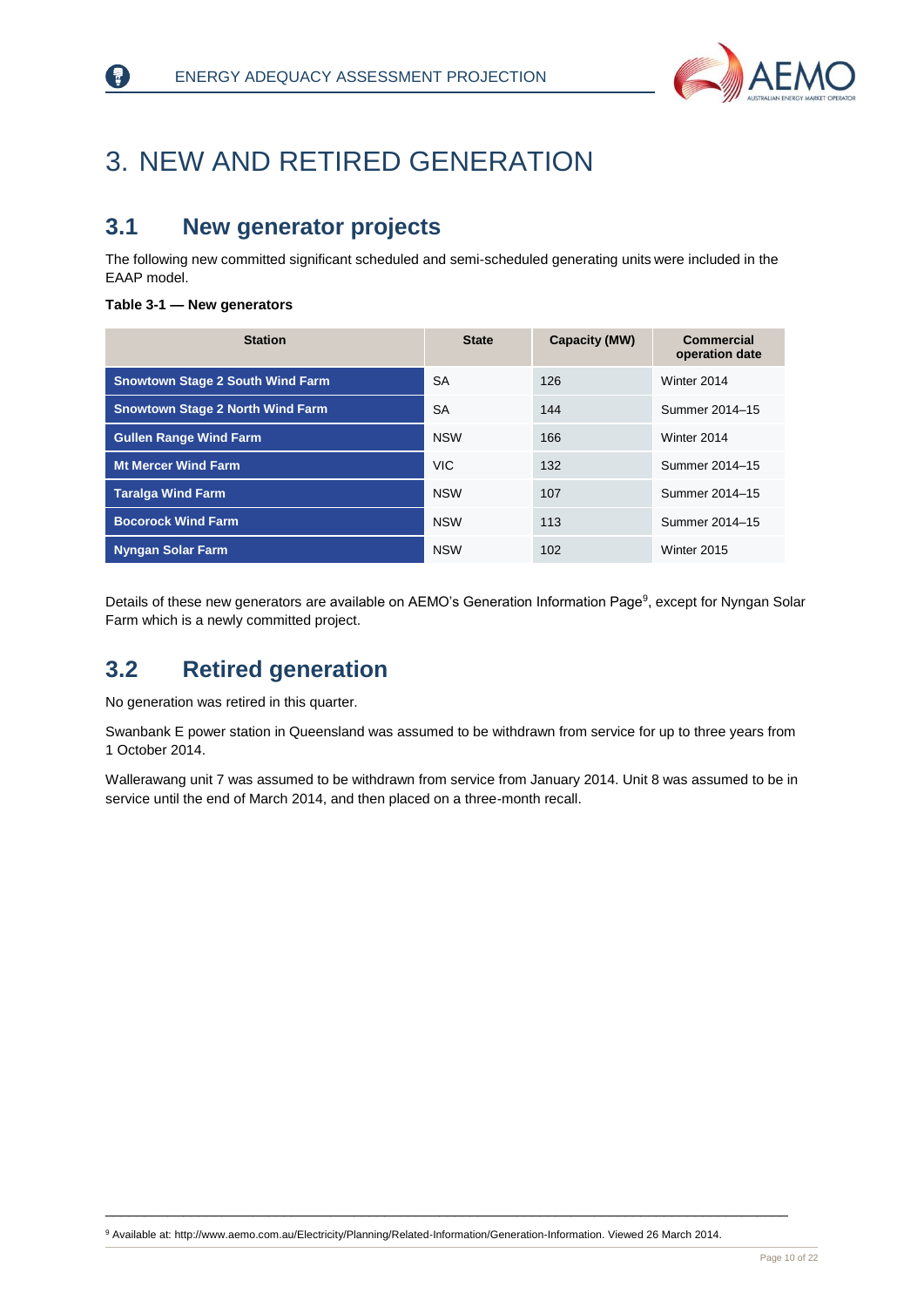# 3. NEW AND RETIRED GENERATION

## 3.1 New generator projects

The following new committed significant scheduled and semi-scheduled generating units were included in the EAAP model.

**Table 3-1 — New generators**

| Station | State | Capacity (MW) | Commercial operation date |
|---|---|---|---|
| **Snowtown Stage 2 South Wind Farm** | SA | 126 | Winter 2014 |
| **Snowtown Stage 2 North Wind Farm** | SA | 144 | Summer 2014–15 |
| **Gullen Range Wind Farm** | NSW | 166 | Winter 2014 |
| **Mt Mercer Wind Farm** | VIC | 132 | Summer 2014–15 |
| **Taralga Wind Farm** | NSW | 107 | Summer 2014–15 |
| **Bocorock Wind Farm** | NSW | 113 | Summer 2014–15 |
| **Nyngan Solar Farm** | NSW | 102 | Winter 2015 |

Details of these new generators are available on AEMO's Generation Information Page[9], except for Nyngan Solar Farm which is a newly committed project.

## 3.2 Retired generation

No generation was retired in this quarter.

Swanbank E power station in Queensland was assumed to be withdrawn from service for up to three years from 1 October 2014.

Wallerawang unit 7 was assumed to be withdrawn from service from January 2014. Unit 8 was assumed to be in service until the end of March 2014, and then placed on a three-month recall.

[9] Available at: http://www.aemo.com.au/Electricity/Planning/Related-Information/Generation-Information. Viewed 26 March 2014.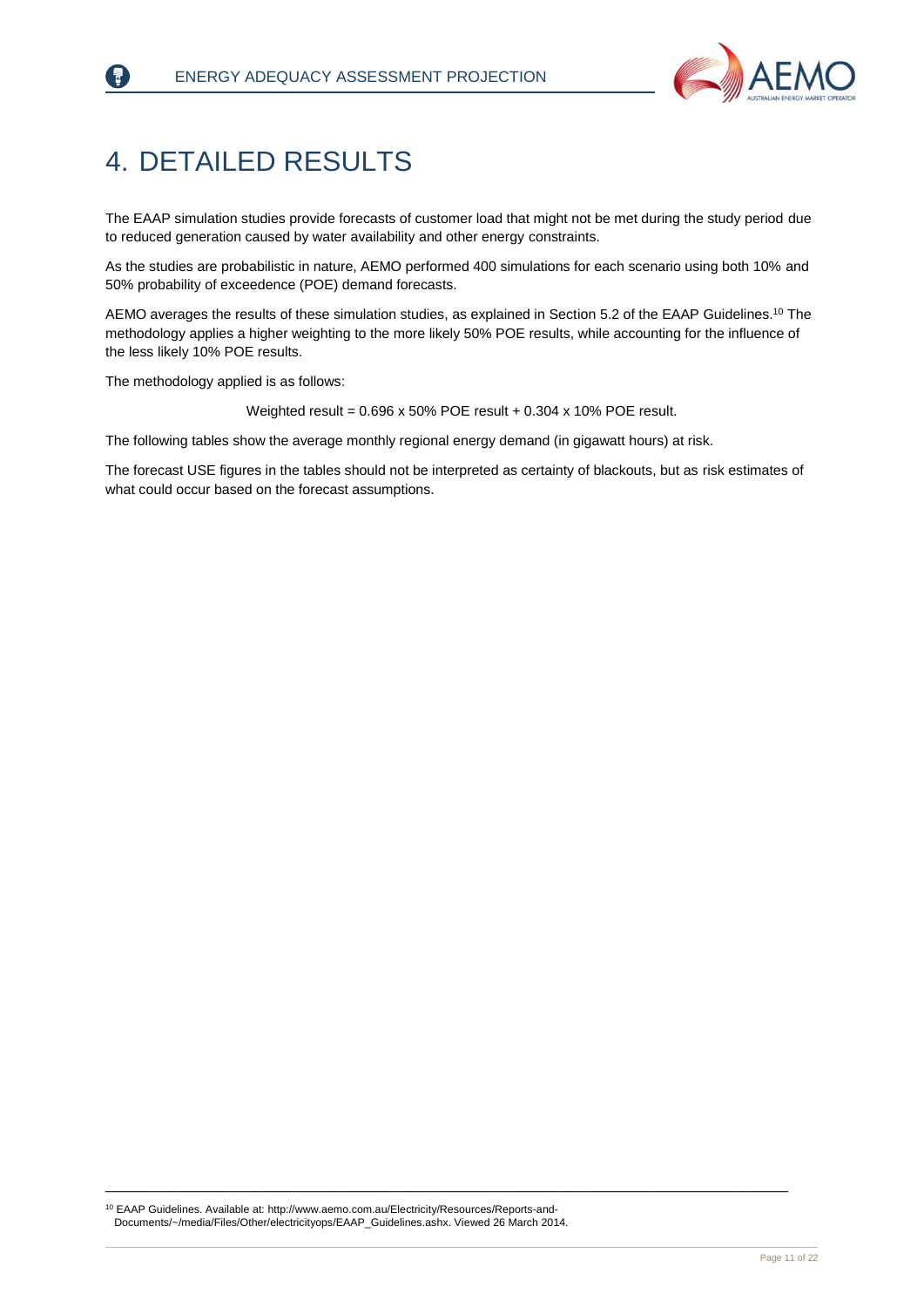# 4. DETAILED RESULTS

The EAAP simulation studies provide forecasts of customer load that might not be met during the study period due to reduced generation caused by water availability and other energy constraints.

As the studies are probabilistic in nature, AEMO performed 400 simulations for each scenario using both 10% and 50% probability of exceedence (POE) demand forecasts.

AEMO averages the results of these simulation studies, as explained in Section 5.2 of the EAAP Guidelines.[10] The methodology applies a higher weighting to the more likely 50% POE results, while accounting for the influence of the less likely 10% POE results.

The methodology applied is as follows:

Weighted result = 0.696 x 50% POE result + 0.304 x 10% POE result.

The following tables show the average monthly regional energy demand (in gigawatt hours) at risk.

The forecast USE figures in the tables should not be interpreted as certainty of blackouts, but as risk estimates of what could occur based on the forecast assumptions.

[10] EAAP Guidelines. Available at: http://www.aemo.com.au/Electricity/Resources/Reports-and-Documents/~/media/Files/Other/electricityops/EAAP_Guidelines.ashx. Viewed 26 March 2014.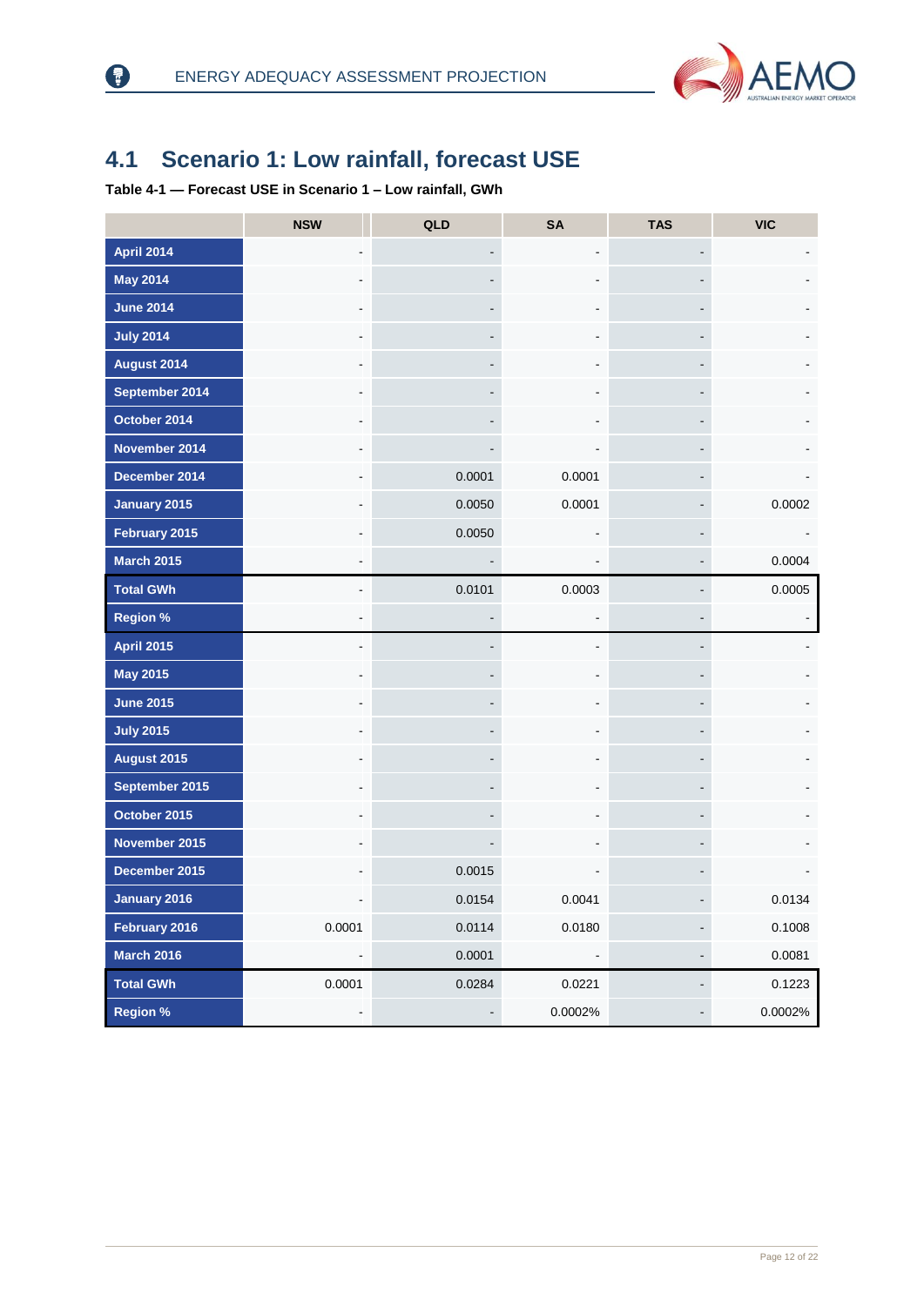## 4.1 Scenario 1: Low rainfall, forecast USE

**Table 4-1 — Forecast USE in Scenario 1 – Low rainfall, GWh**

| | NSW | QLD | SA | TAS | VIC |
|---|---|---|---|---|---|
| **April 2014** | - | - | - | - | - |
| **May 2014** | - | - | - | - | - |
| **June 2014** | - | - | - | - | - |
| **July 2014** | - | - | - | - | - |
| **August 2014** | - | - | - | - | - |
| **September 2014** | - | - | - | - | - |
| **October 2014** | - | - | - | - | - |
| **November 2014** | - | - | - | - | - |
| **December 2014** | - | 0.0001 | 0.0001 | - | - |
| **January 2015** | - | 0.0050 | 0.0001 | - | 0.0002 |
| **February 2015** | - | 0.0050 | - | - | - |
| **March 2015** | - | - | - | - | 0.0004 |
| **Total GWh** | - | 0.0101 | 0.0003 | - | 0.0005 |
| **Region %** | - | - | - | - | - |
| **April 2015** | - | - | - | - | - |
| **May 2015** | - | - | - | - | - |
| **June 2015** | - | - | - | - | - |
| **July 2015** | - | - | - | - | - |
| **August 2015** | - | - | - | - | - |
| **September 2015** | - | - | - | - | - |
| **October 2015** | - | - | - | - | - |
| **November 2015** | - | - | - | - | - |
| **December 2015** | - | 0.0015 | - | - | - |
| **January 2016** | - | 0.0154 | 0.0041 | - | 0.0134 |
| **February 2016** | 0.0001 | 0.0114 | 0.0180 | - | 0.1008 |
| **March 2016** | - | 0.0001 | - | - | 0.0081 |
| **Total GWh** | 0.0001 | 0.0284 | 0.0221 | - | 0.1223 |
| **Region %** | - | - | 0.0002% | - | 0.0002% |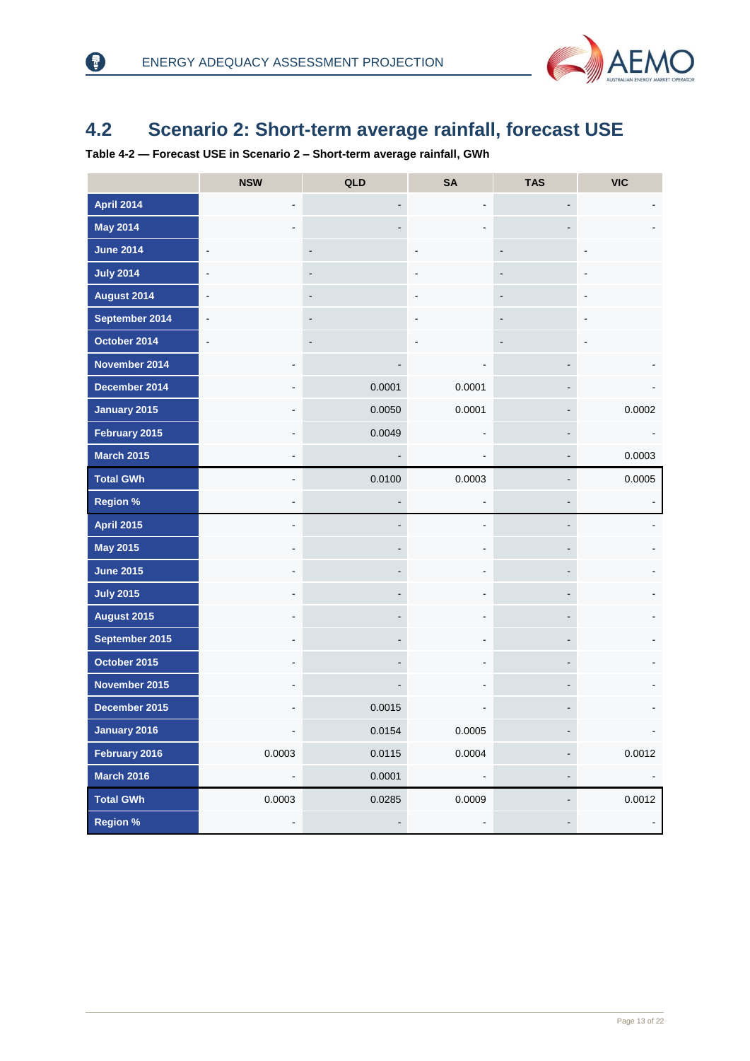## 4.2 Scenario 2: Short-term average rainfall, forecast USE

**Table 4-2 — Forecast USE in Scenario 2 – Short-term average rainfall, GWh**

| | NSW | QLD | SA | TAS | VIC |
|---|---|---|---|---|---|
| **April 2014** | - | - | - | - | - |
| **May 2014** | - | - | - | - | - |
| **June 2014** | - | - | - | - | - |
| **July 2014** | - | - | - | - | - |
| **August 2014** | - | - | - | - | - |
| **September 2014** | - | - | - | - | - |
| **October 2014** | - | - | - | - | - |
| **November 2014** | - | - | - | - | - |
| **December 2014** | - | 0.0001 | 0.0001 | - | - |
| **January 2015** | - | 0.0050 | 0.0001 | - | 0.0002 |
| **February 2015** | - | 0.0049 | - | - | - |
| **March 2015** | - | - | - | - | 0.0003 |
| **Total GWh** | - | 0.0100 | 0.0003 | - | 0.0005 |
| **Region %** | - | - | - | - | - |
| **April 2015** | - | - | - | - | - |
| **May 2015** | - | - | - | - | - |
| **June 2015** | - | - | - | - | - |
| **July 2015** | - | - | - | - | - |
| **August 2015** | - | - | - | - | - |
| **September 2015** | - | - | - | - | - |
| **October 2015** | - | - | - | - | - |
| **November 2015** | - | - | - | - | - |
| **December 2015** | - | 0.0015 | - | - | - |
| **January 2016** | - | 0.0154 | 0.0005 | - | - |
| **February 2016** | 0.0003 | 0.0115 | 0.0004 | - | 0.0012 |
| **March 2016** | - | 0.0001 | - | - | - |
| **Total GWh** | 0.0003 | 0.0285 | 0.0009 | - | 0.0012 |
| **Region %** | - | - | - | - | - |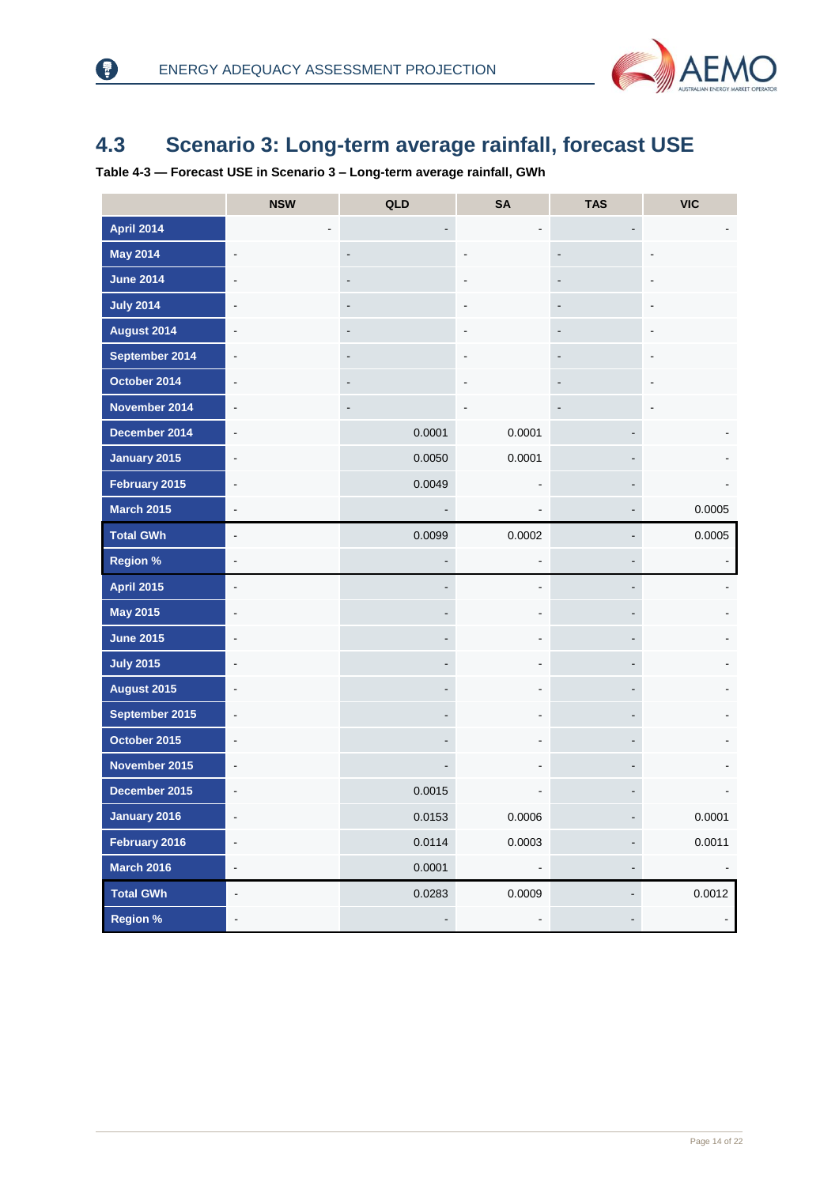## 4.3 Scenario 3: Long-term average rainfall, forecast USE

**Table 4-3 — Forecast USE in Scenario 3 – Long-term average rainfall, GWh**

| | NSW | QLD | SA | TAS | VIC |
|---|---|---|---|---|---|
| **April 2014** | - | - | - | - | - |
| **May 2014** | - | - | - | - | - |
| **June 2014** | - | - | - | - | - |
| **July 2014** | - | - | - | - | - |
| **August 2014** | - | - | - | - | - |
| **September 2014** | - | - | - | - | - |
| **October 2014** | - | - | - | - | - |
| **November 2014** | - | - | - | - | - |
| **December 2014** | - | 0.0001 | 0.0001 | - | - |
| **January 2015** | - | 0.0050 | 0.0001 | - | - |
| **February 2015** | - | 0.0049 | - | - | - |
| **March 2015** | - | - | - | - | 0.0005 |
| **Total GWh** | - | 0.0099 | 0.0002 | - | 0.0005 |
| **Region %** | - | - | - | - | - |
| **April 2015** | - | - | - | - | - |
| **May 2015** | - | - | - | - | - |
| **June 2015** | - | - | - | - | - |
| **July 2015** | - | - | - | - | - |
| **August 2015** | - | - | - | - | - |
| **September 2015** | - | - | - | - | - |
| **October 2015** | - | - | - | - | - |
| **November 2015** | - | - | - | - | - |
| **December 2015** | - | 0.0015 | - | - | - |
| **January 2016** | - | 0.0153 | 0.0006 | - | 0.0001 |
| **February 2016** | - | 0.0114 | 0.0003 | - | 0.0011 |
| **March 2016** | - | 0.0001 | - | - | - |
| **Total GWh** | - | 0.0283 | 0.0009 | - | 0.0012 |
| **Region %** | - | - | - | - | - |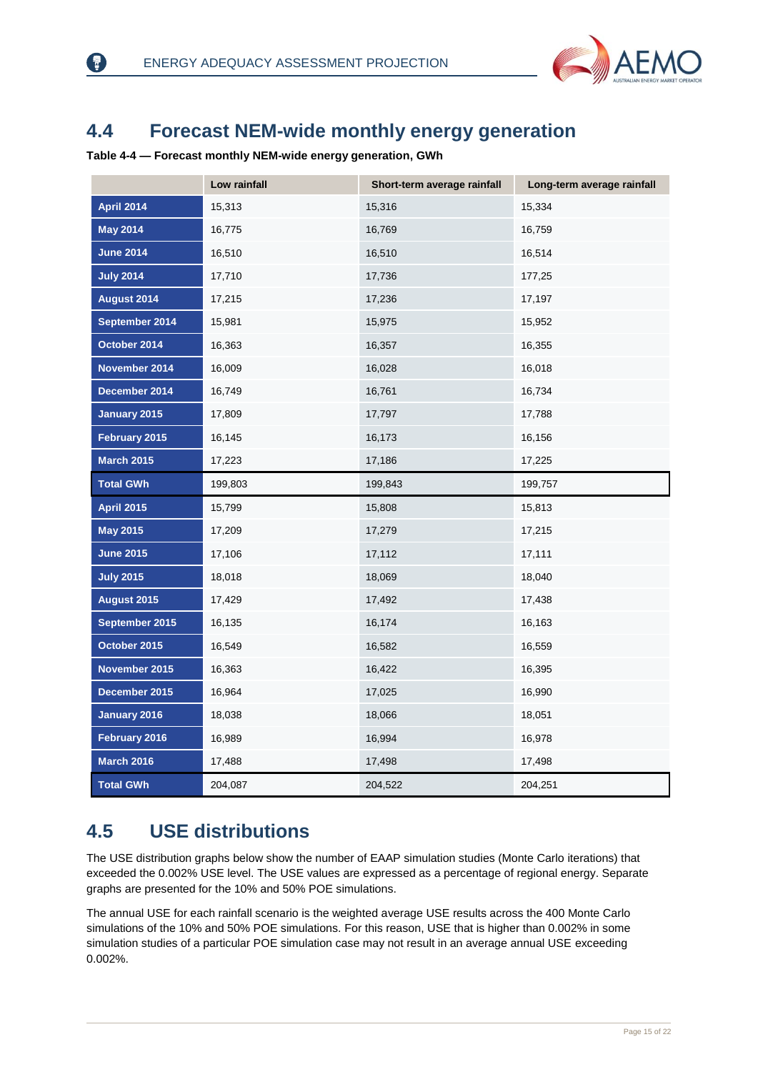## 4.4 Forecast NEM-wide monthly energy generation

**Table 4-4 — Forecast monthly NEM-wide energy generation, GWh**

| | Low rainfall | Short-term average rainfall | Long-term average rainfall |
|---|---|---|---|
| **April 2014** | 15,313 | 15,316 | 15,334 |
| **May 2014** | 16,775 | 16,769 | 16,759 |
| **June 2014** | 16,510 | 16,510 | 16,514 |
| **July 2014** | 17,710 | 17,736 | 177,25 |
| **August 2014** | 17,215 | 17,236 | 17,197 |
| **September 2014** | 15,981 | 15,975 | 15,952 |
| **October 2014** | 16,363 | 16,357 | 16,355 |
| **November 2014** | 16,009 | 16,028 | 16,018 |
| **December 2014** | 16,749 | 16,761 | 16,734 |
| **January 2015** | 17,809 | 17,797 | 17,788 |
| **February 2015** | 16,145 | 16,173 | 16,156 |
| **March 2015** | 17,223 | 17,186 | 17,225 |
| **Total GWh** | 199,803 | 199,843 | 199,757 |
| **April 2015** | 15,799 | 15,808 | 15,813 |
| **May 2015** | 17,209 | 17,279 | 17,215 |
| **June 2015** | 17,106 | 17,112 | 17,111 |
| **July 2015** | 18,018 | 18,069 | 18,040 |
| **August 2015** | 17,429 | 17,492 | 17,438 |
| **September 2015** | 16,135 | 16,174 | 16,163 |
| **October 2015** | 16,549 | 16,582 | 16,559 |
| **November 2015** | 16,363 | 16,422 | 16,395 |
| **December 2015** | 16,964 | 17,025 | 16,990 |
| **January 2016** | 18,038 | 18,066 | 18,051 |
| **February 2016** | 16,989 | 16,994 | 16,978 |
| **March 2016** | 17,488 | 17,498 | 17,498 |
| **Total GWh** | 204,087 | 204,522 | 204,251 |

## 4.5 USE distributions

The USE distribution graphs below show the number of EAAP simulation studies (Monte Carlo iterations) that exceeded the 0.002% USE level. The USE values are expressed as a percentage of regional energy. Separate graphs are presented for the 10% and 50% POE simulations.

The annual USE for each rainfall scenario is the weighted average USE results across the 400 Monte Carlo simulations of the 10% and 50% POE simulations. For this reason, USE that is higher than 0.002% in some simulation studies of a particular POE simulation case may not result in an average annual USE exceeding 0.002%.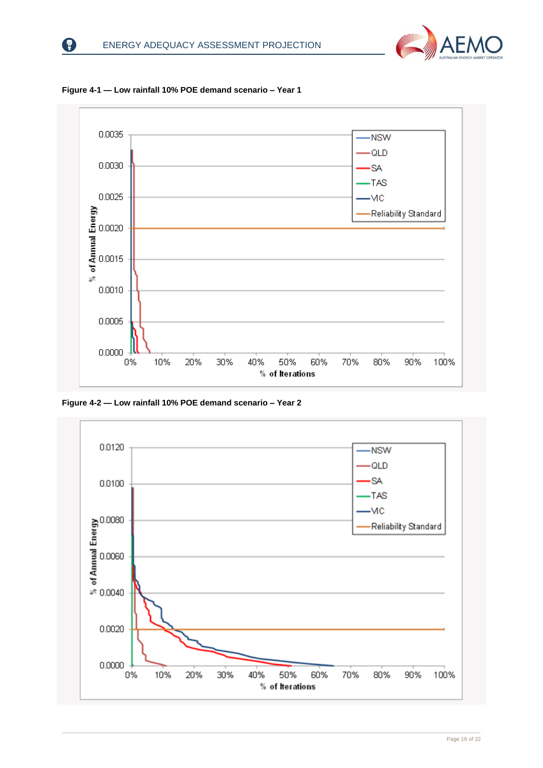**Figure 4-1 — Low rainfall 10% POE demand scenario – Year 1**

**Figure 4-2 — Low rainfall 10% POE demand scenario – Year 2**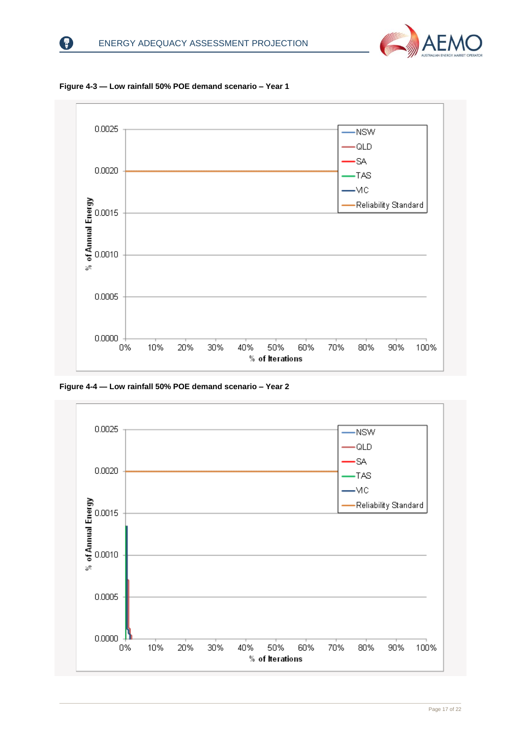**Figure 4-3 — Low rainfall 50% POE demand scenario – Year 1**

**Figure 4-4 — Low rainfall 50% POE demand scenario – Year 2**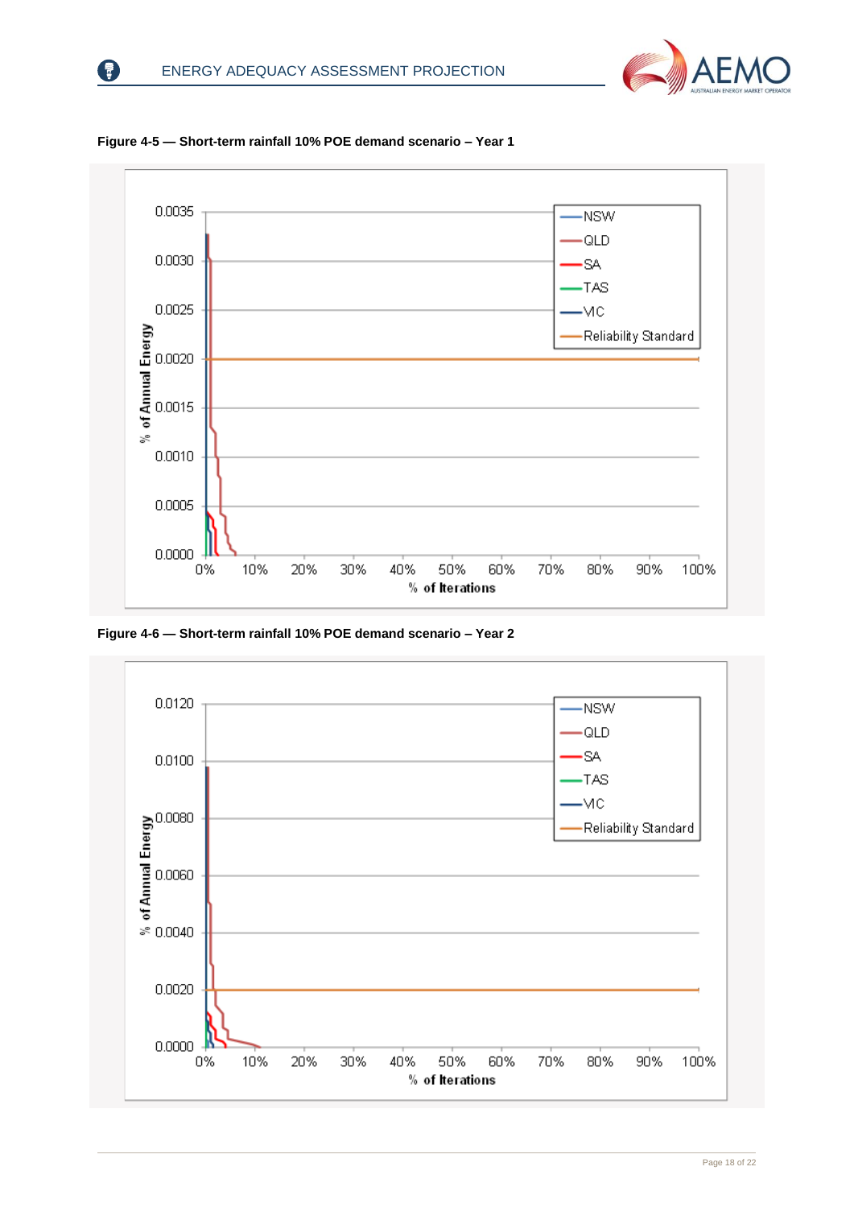**Figure 4-5 — Short-term rainfall 10% POE demand scenario – Year 1**

**Figure 4-6 — Short-term rainfall 10% POE demand scenario – Year 2**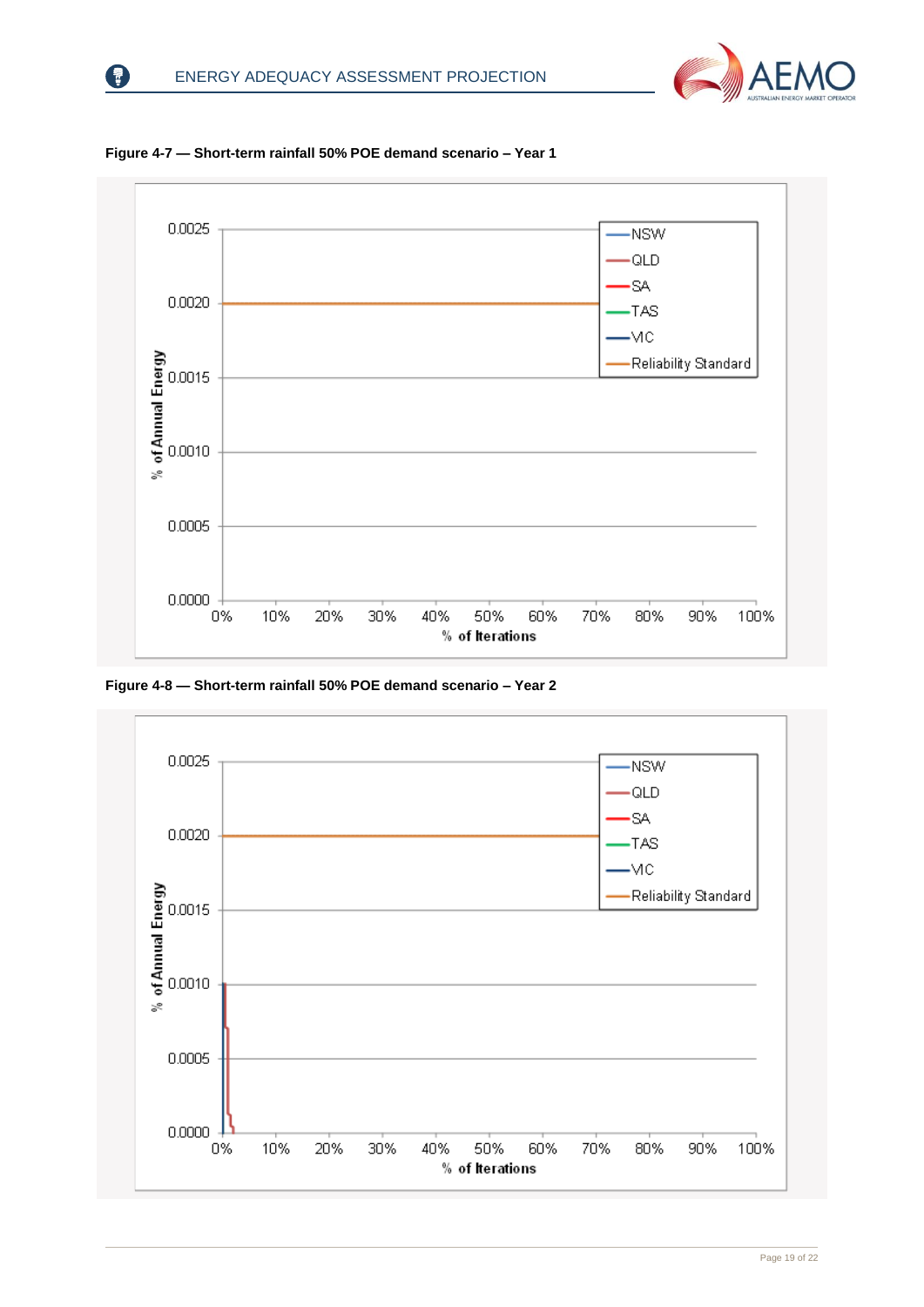**Figure 4-7 — Short-term rainfall 50% POE demand scenario – Year 1**

**Figure 4-8 — Short-term rainfall 50% POE demand scenario – Year 2**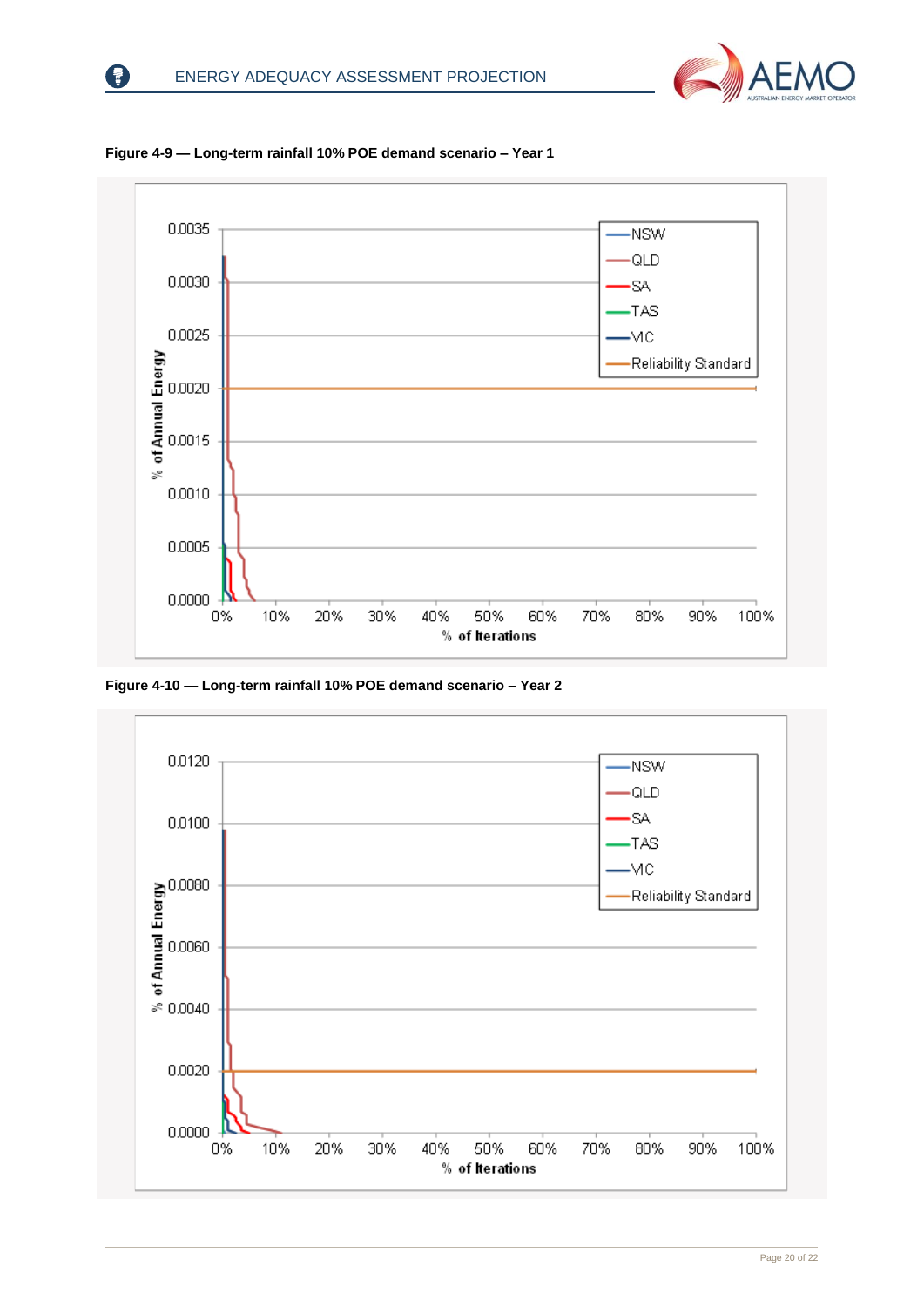**Figure 4-9 — Long-term rainfall 10% POE demand scenario – Year 1**

**Figure 4-10 — Long-term rainfall 10% POE demand scenario – Year 2**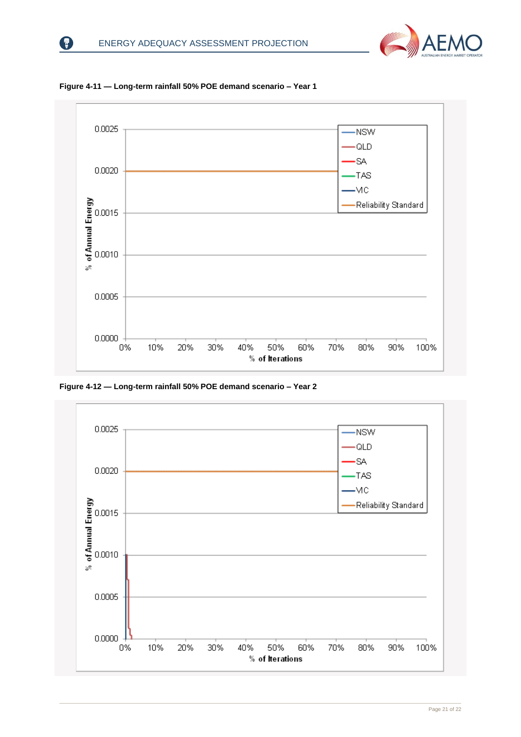**Figure 4-11 — Long-term rainfall 50% POE demand scenario – Year 1**

**Figure 4-12 — Long-term rainfall 50% POE demand scenario – Year 2**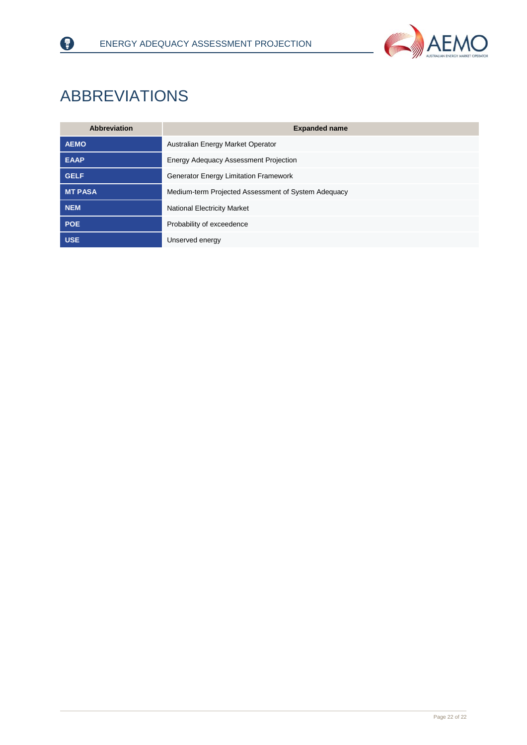# ABBREVIATIONS

| Abbreviation | Expanded name |
|---|---|
| **AEMO** | Australian Energy Market Operator |
| **EAAP** | Energy Adequacy Assessment Projection |
| **GELF** | Generator Energy Limitation Framework |
| **MT PASA** | Medium-term Projected Assessment of System Adequacy |
| **NEM** | National Electricity Market |
| **POE** | Probability of exceedence |
| **USE** | Unserved energy |